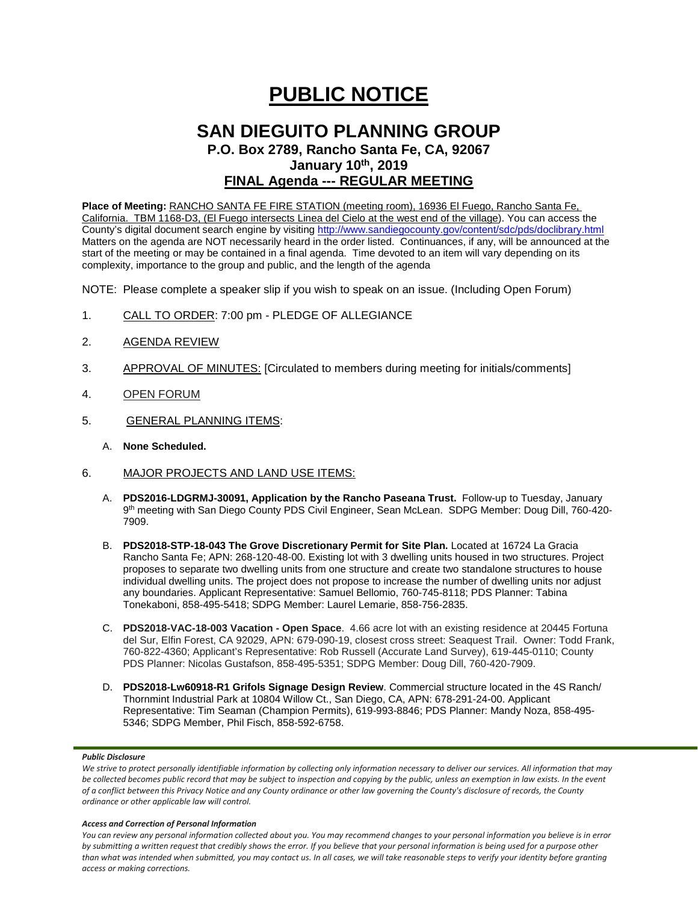# PUBLIC NOTICE

## SAN DIEGUITO PLANNING GROUP

### P.O. Box 2789, Rancho Santa Fe, CA, 92067

### January 10th, 2019

### FINAL Agenda --- REGULAR MEETING

**Place of Meeting:** RANCHO SANTA FE FIRE STATION (meeting room), 16936 El Fuego, Rancho Santa Fe, California. TBM 1168-D3, (El Fuego intersects Linea del Cielo at the west end of the village). You can access the County's digital document search engine by visiting http://www.sandiegocounty.gov/content/sdc/pds/doclibrary.html Matters on the agenda are NOT necessarily heard in the order listed. Continuances, if any, will be announced at the start of the meeting or may be contained in a final agenda. Time devoted to an item will vary depending on its complexity, importance to the group and public, and the length of the agenda

NOTE: Please complete a speaker slip if you wish to speak on an issue. (Including Open Forum)

1. CALL TO ORDER: 7:00 pm - PLEDGE OF ALLEGIANCE

2. AGENDA REVIEW

3. APPROVAL OF MINUTES: [Circulated to members during meeting for initials/comments]

4. OPEN FORUM

5. GENERAL PLANNING ITEMS:

   A. **None Scheduled.**

6. MAJOR PROJECTS AND LAND USE ITEMS:

   A. **PDS2016-LDGRMJ-30091, Application by the Rancho Paseana Trust.** Follow-up to Tuesday, January 9th meeting with San Diego County PDS Civil Engineer, Sean McLean. SDPG Member: Doug Dill, 760-420-7909.

   B. **PDS2018-STP-18-043 The Grove Discretionary Permit for Site Plan.** Located at 16724 La Gracia Rancho Santa Fe; APN: 268-120-48-00. Existing lot with 3 dwelling units housed in two structures. Project proposes to separate two dwelling units from one structure and create two standalone structures to house individual dwelling units. The project does not propose to increase the number of dwelling units nor adjust any boundaries. Applicant Representative: Samuel Bellomio, 760-745-8118; PDS Planner: Tabina Tonekaboni, 858-495-5418; SDPG Member: Laurel Lemarie, 858-756-2835.

   C. **PDS2018-VAC-18-003 Vacation - Open Space**. 4.66 acre lot with an existing residence at 20445 Fortuna del Sur, Elfin Forest, CA 92029, APN: 679-090-19, closest cross street: Seaquest Trail. Owner: Todd Frank, 760-822-4360; Applicant's Representative: Rob Russell (Accurate Land Survey), 619-445-0110; County PDS Planner: Nicolas Gustafson, 858-495-5351; SDPG Member: Doug Dill, 760-420-7909.

   D. **PDS2018-Lw60918-R1 Grifols Signage Design Review**. Commercial structure located in the 4S Ranch/ Thornmint Industrial Park at 10804 Willow Ct., San Diego, CA, APN: 678-291-24-00. Applicant Representative: Tim Seaman (Champion Permits), 619-993-8846; PDS Planner: Mandy Noza, 858-495-5346; SDPG Member, Phil Fisch, 858-592-6758.

***Public Disclosure***

*We strive to protect personally identifiable information by collecting only information necessary to deliver our services. All information that may be collected becomes public record that may be subject to inspection and copying by the public, unless an exemption in law exists. In the event of a conflict between this Privacy Notice and any County ordinance or other law governing the County's disclosure of records, the County ordinance or other applicable law will control.*

***Access and Correction of Personal Information***

*You can review any personal information collected about you. You may recommend changes to your personal information you believe is in error by submitting a written request that credibly shows the error. If you believe that your personal information is being used for a purpose other than what was intended when submitted, you may contact us. In all cases, we will take reasonable steps to verify your identity before granting access or making corrections.*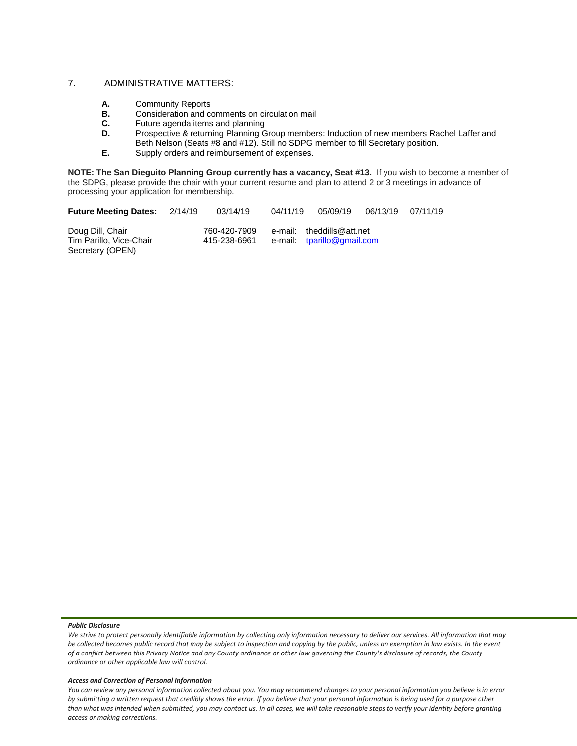## 7. ADMINISTRATIVE MATTERS:

- **A.** Community Reports
- **B.** Consideration and comments on circulation mail
- **C.** Future agenda items and planning
- **D.** Prospective & returning Planning Group members: Induction of new members Rachel Laffer and Beth Nelson (Seats #8 and #12). Still no SDPG member to fill Secretary position.
- **E.** Supply orders and reimbursement of expenses.

**NOTE: The San Dieguito Planning Group currently has a vacancy, Seat #13.** If you wish to become a member of the SDPG, please provide the chair with your current resume and plan to attend 2 or 3 meetings in advance of processing your application for membership.

**Future Meeting Dates:** 2/14/19 03/14/19 04/11/19 05/09/19 06/13/19 07/11/19

| | | |
|---|---|---|
| Doug Dill, Chair | 760-420-7909 | e-mail: theddills@att.net |
| Tim Parillo, Vice-Chair | 415-238-6961 | e-mail: tparillo@gmail.com |
| Secretary (OPEN) | | |

***Public Disclosure***

*We strive to protect personally identifiable information by collecting only information necessary to deliver our services. All information that may be collected becomes public record that may be subject to inspection and copying by the public, unless an exemption in law exists. In the event of a conflict between this Privacy Notice and any County ordinance or other law governing the County's disclosure of records, the County ordinance or other applicable law will control.*

***Access and Correction of Personal Information***

*You can review any personal information collected about you. You may recommend changes to your personal information you believe is in error by submitting a written request that credibly shows the error. If you believe that your personal information is being used for a purpose other than what was intended when submitted, you may contact us. In all cases, we will take reasonable steps to verify your identity before granting access or making corrections.*